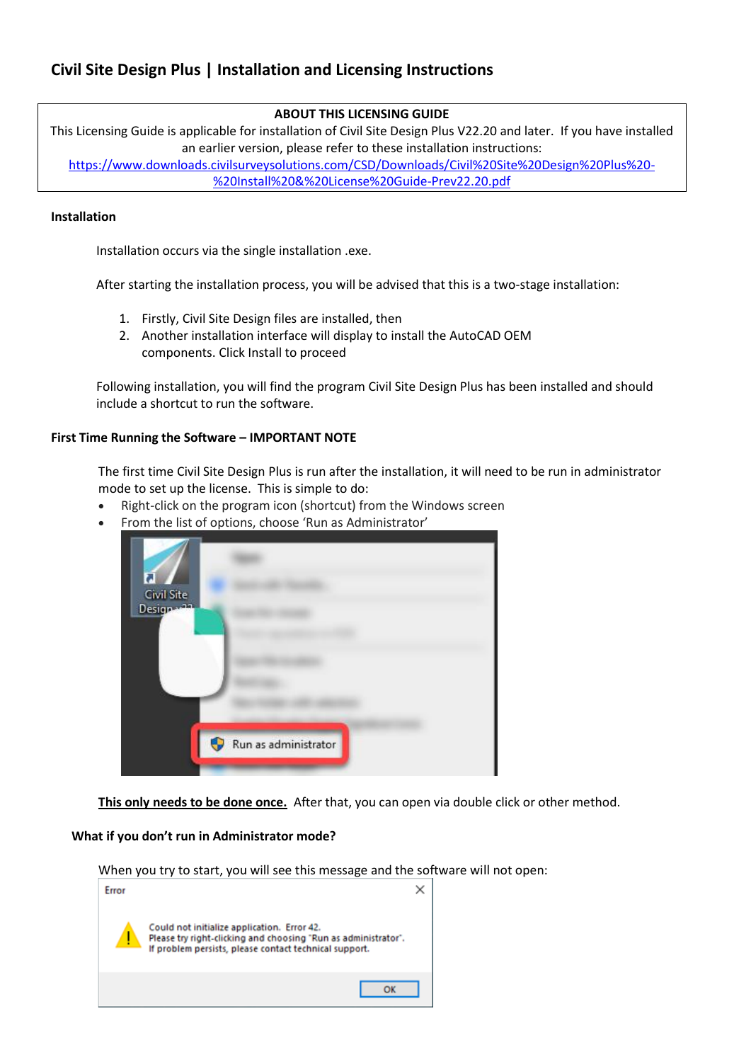# Civil Site Design Plus | Installation and Licensing Instructions

**ABOUT THIS LICENSING GUIDE**

This Licensing Guide is applicable for installation of Civil Site Design Plus V22.20 and later. If you have installed an earlier version, please refer to these installation instructions: https://www.downloads.civilsurveysolutions.com/CSD/Downloads/Civil%20Site%20Design%20Plus%20-%20Install%20&%20License%20Guide-Prev22.20.pdf

**Installation**

Installation occurs via the single installation .exe.

After starting the installation process, you will be advised that this is a two-stage installation:

1. Firstly, Civil Site Design files are installed, then
2. Another installation interface will display to install the AutoCAD OEM components. Click Install to proceed

Following installation, you will find the program Civil Site Design Plus has been installed and should include a shortcut to run the software.

**First Time Running the Software – IMPORTANT NOTE**

The first time Civil Site Design Plus is run after the installation, it will need to be run in administrator mode to set up the license. This is simple to do:

- Right-click on the program icon (shortcut) from the Windows screen
- From the list of options, choose 'Run as Administrator'

**This only needs to be done once.** After that, you can open via double click or other method.

**What if you don't run in Administrator mode?**

When you try to start, you will see this message and the software will not open:

Error

Could not initialize application. Error 42.
Please try right-clicking and choosing "Run as administrator".
If problem persists, please contact technical support.

OK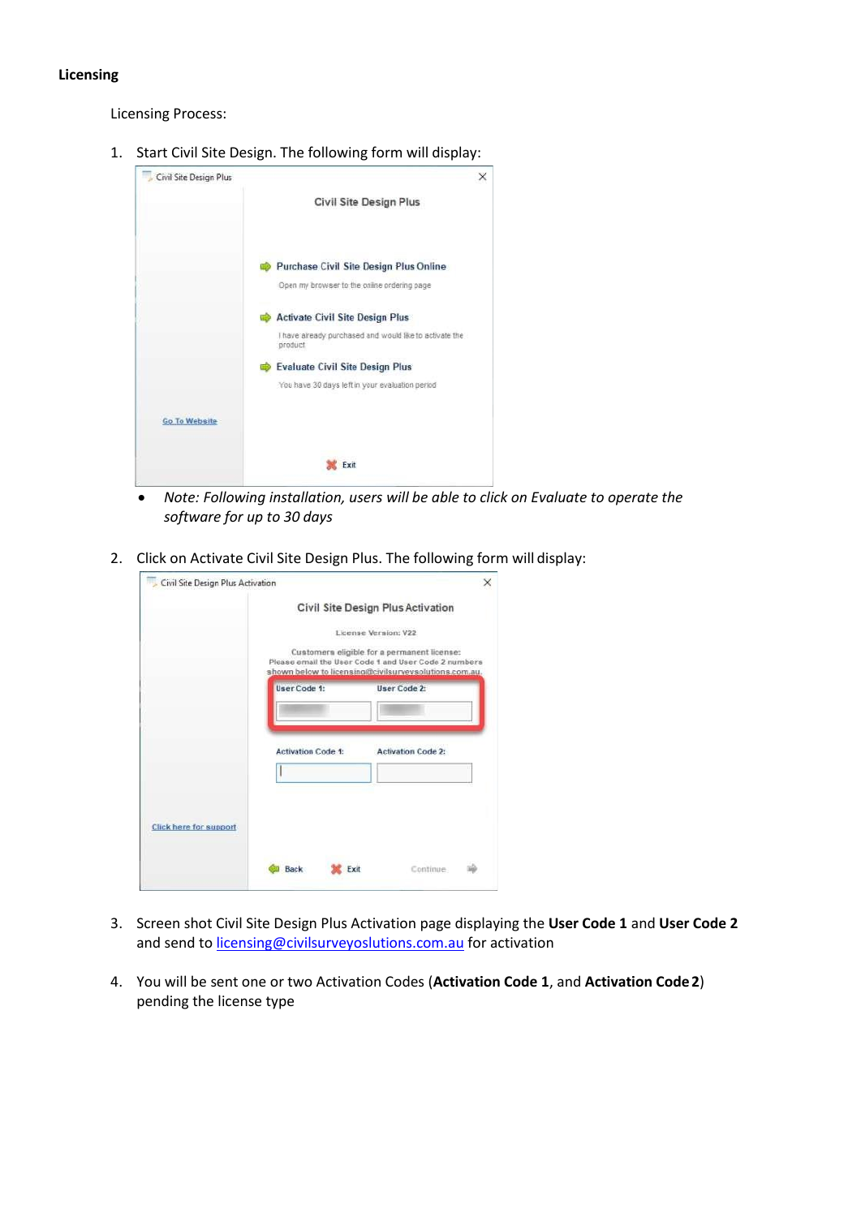**Licensing**

Licensing Process:

1. Start Civil Site Design. The following form will display:

   - *Note: Following installation, users will be able to click on Evaluate to operate the software for up to 30 days*

2. Click on Activate Civil Site Design Plus. The following form will display:

3. Screen shot Civil Site Design Plus Activation page displaying the **User Code 1** and **User Code 2** and send to licensing@civilsurveyoslutions.com.au for activation

4. You will be sent one or two Activation Codes (**Activation Code 1**, and **Activation Code 2**) pending the license type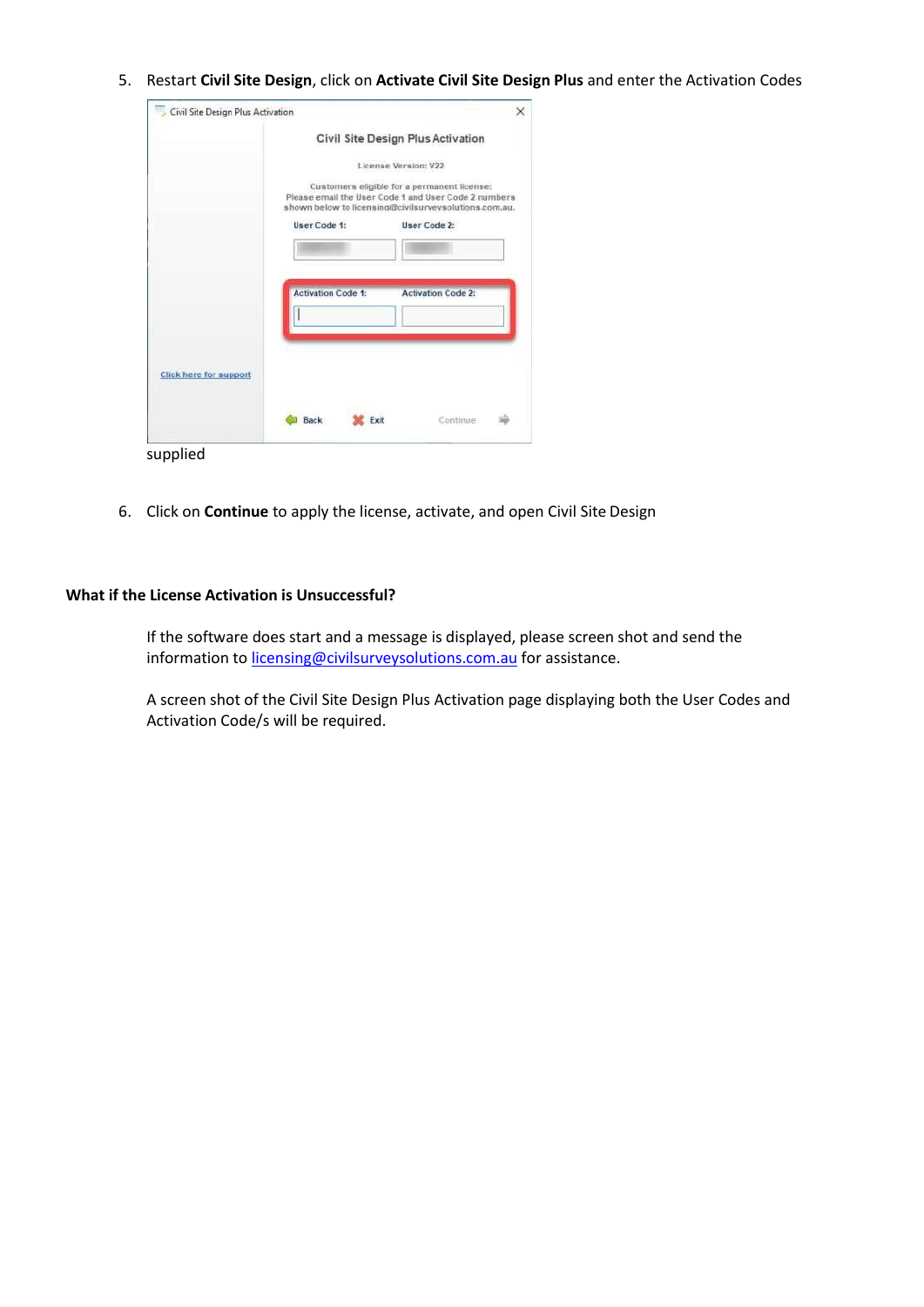5. Restart **Civil Site Design**, click on **Activate Civil Site Design Plus** and enter the Activation Codes supplied

6. Click on **Continue** to apply the license, activate, and open Civil Site Design

**What if the License Activation is Unsuccessful?**

If the software does start and a message is displayed, please screen shot and send the information to licensing@civilsurveysolutions.com.au for assistance.

A screen shot of the Civil Site Design Plus Activation page displaying both the User Codes and Activation Code/s will be required.